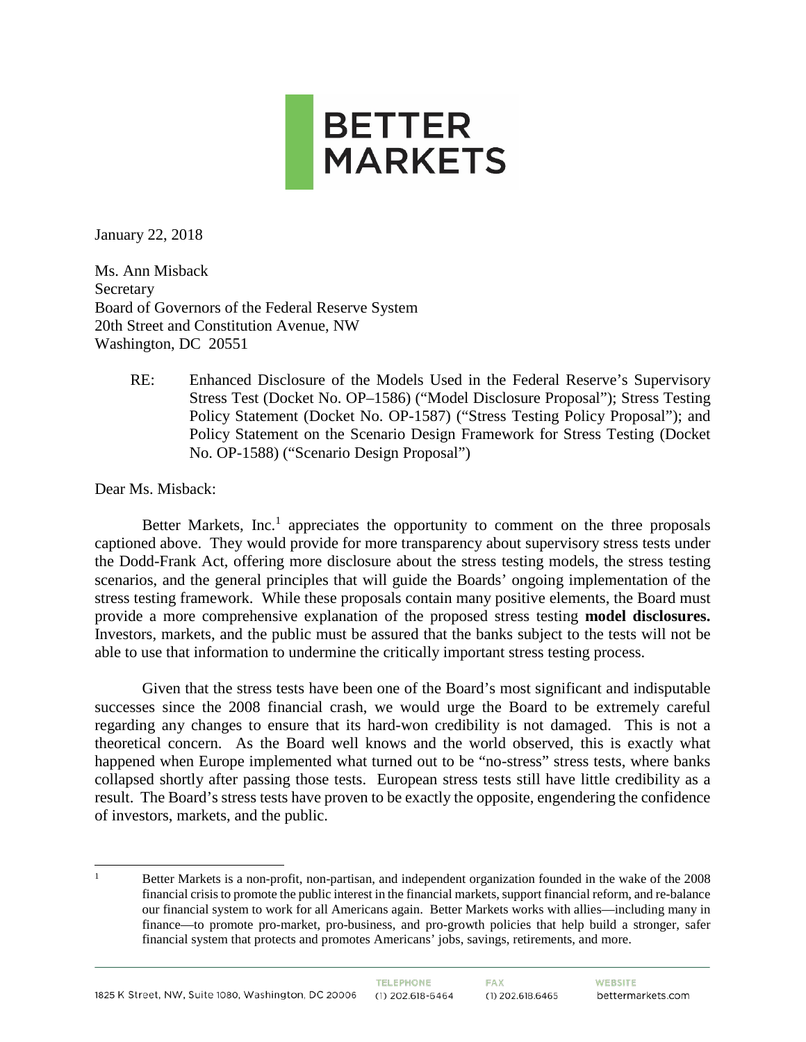**BETTER MARKETS**

January 22, 2018

Ms. Ann Misback
Secretary
Board of Governors of the Federal Reserve System
20th Street and Constitution Avenue, NW
Washington, DC 20551

RE: Enhanced Disclosure of the Models Used in the Federal Reserve's Supervisory Stress Test (Docket No. OP–1586) ("Model Disclosure Proposal"); Stress Testing Policy Statement (Docket No. OP-1587) ("Stress Testing Policy Proposal"); and Policy Statement on the Scenario Design Framework for Stress Testing (Docket No. OP-1588) ("Scenario Design Proposal")

Dear Ms. Misback:

Better Markets, Inc.[1] appreciates the opportunity to comment on the three proposals captioned above. They would provide for more transparency about supervisory stress tests under the Dodd-Frank Act, offering more disclosure about the stress testing models, the stress testing scenarios, and the general principles that will guide the Boards' ongoing implementation of the stress testing framework. While these proposals contain many positive elements, the Board must provide a more comprehensive explanation of the proposed stress testing **model disclosures.** Investors, markets, and the public must be assured that the banks subject to the tests will not be able to use that information to undermine the critically important stress testing process.

Given that the stress tests have been one of the Board's most significant and indisputable successes since the 2008 financial crash, we would urge the Board to be extremely careful regarding any changes to ensure that its hard-won credibility is not damaged. This is not a theoretical concern. As the Board well knows and the world observed, this is exactly what happened when Europe implemented what turned out to be "no-stress" stress tests, where banks collapsed shortly after passing those tests. European stress tests still have little credibility as a result. The Board's stress tests have proven to be exactly the opposite, engendering the confidence of investors, markets, and the public.

[1] Better Markets is a non-profit, non-partisan, and independent organization founded in the wake of the 2008 financial crisis to promote the public interest in the financial markets, support financial reform, and re-balance our financial system to work for all Americans again. Better Markets works with allies—including many in finance—to promote pro-market, pro-business, and pro-growth policies that help build a stronger, safer financial system that protects and promotes Americans' jobs, savings, retirements, and more.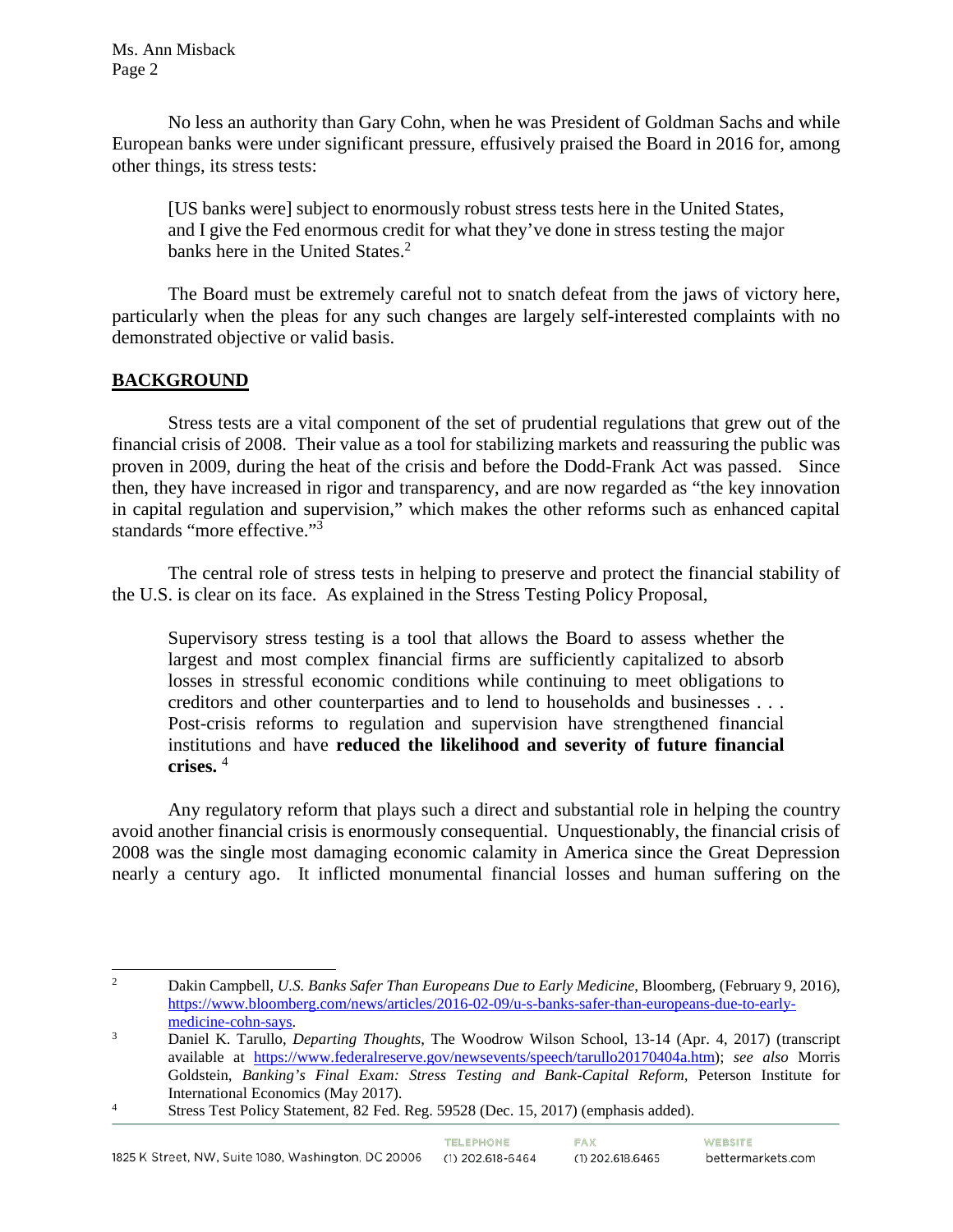No less an authority than Gary Cohn, when he was President of Goldman Sachs and while European banks were under significant pressure, effusively praised the Board in 2016 for, among other things, its stress tests:

> [US banks were] subject to enormously robust stress tests here in the United States, and I give the Fed enormous credit for what they've done in stress testing the major banks here in the United States.[2]

The Board must be extremely careful not to snatch defeat from the jaws of victory here, particularly when the pleas for any such changes are largely self-interested complaints with no demonstrated objective or valid basis.

## BACKGROUND

Stress tests are a vital component of the set of prudential regulations that grew out of the financial crisis of 2008. Their value as a tool for stabilizing markets and reassuring the public was proven in 2009, during the heat of the crisis and before the Dodd-Frank Act was passed. Since then, they have increased in rigor and transparency, and are now regarded as "the key innovation in capital regulation and supervision," which makes the other reforms such as enhanced capital standards "more effective."[3]

The central role of stress tests in helping to preserve and protect the financial stability of the U.S. is clear on its face. As explained in the Stress Testing Policy Proposal,

> Supervisory stress testing is a tool that allows the Board to assess whether the largest and most complex financial firms are sufficiently capitalized to absorb losses in stressful economic conditions while continuing to meet obligations to creditors and other counterparties and to lend to households and businesses . . . Post-crisis reforms to regulation and supervision have strengthened financial institutions and have **reduced the likelihood and severity of future financial crises.** [4]

Any regulatory reform that plays such a direct and substantial role in helping the country avoid another financial crisis is enormously consequential. Unquestionably, the financial crisis of 2008 was the single most damaging economic calamity in America since the Great Depression nearly a century ago. It inflicted monumental financial losses and human suffering on the

---

[2] Dakin Campbell, *U.S. Banks Safer Than Europeans Due to Early Medicine*, Bloomberg, (February 9, 2016), https://www.bloomberg.com/news/articles/2016-02-09/u-s-banks-safer-than-europeans-due-to-early-medicine-cohn-says.

[3] Daniel K. Tarullo, *Departing Thoughts*, The Woodrow Wilson School, 13-14 (Apr. 4, 2017) (transcript available at https://www.federalreserve.gov/newsevents/speech/tarullo20170404a.htm); *see also* Morris Goldstein, *Banking's Final Exam: Stress Testing and Bank-Capital Reform*, Peterson Institute for International Economics (May 2017).

[4] Stress Test Policy Statement, 82 Fed. Reg. 59528 (Dec. 15, 2017) (emphasis added).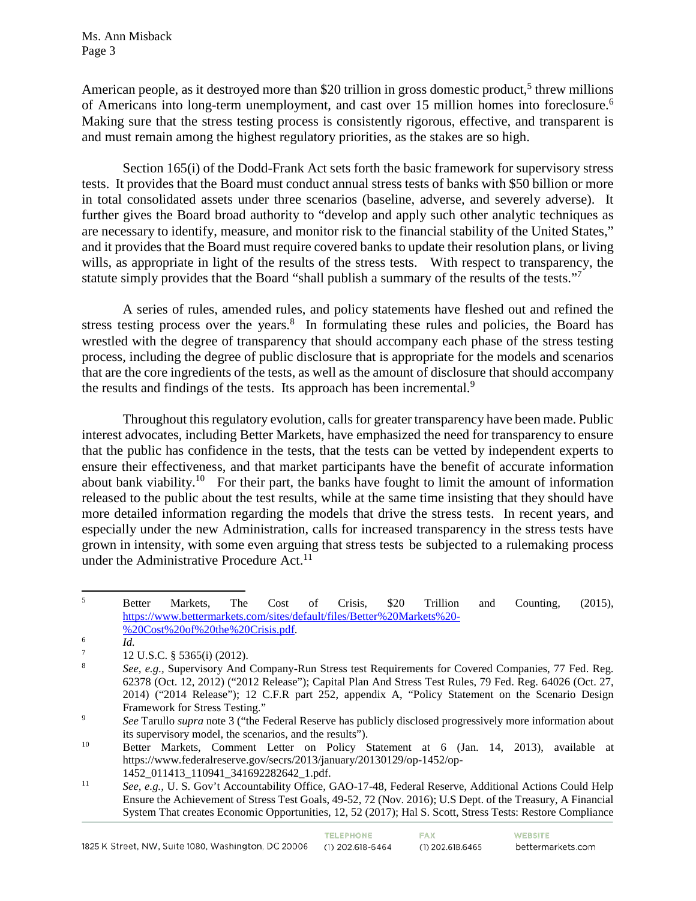American people, as it destroyed more than $20 trillion in gross domestic product,[5] threw millions of Americans into long-term unemployment, and cast over 15 million homes into foreclosure.[6] Making sure that the stress testing process is consistently rigorous, effective, and transparent is and must remain among the highest regulatory priorities, as the stakes are so high.

Section 165(i) of the Dodd-Frank Act sets forth the basic framework for supervisory stress tests. It provides that the Board must conduct annual stress tests of banks with $50 billion or more in total consolidated assets under three scenarios (baseline, adverse, and severely adverse). It further gives the Board broad authority to "develop and apply such other analytic techniques as are necessary to identify, measure, and monitor risk to the financial stability of the United States," and it provides that the Board must require covered banks to update their resolution plans, or living wills, as appropriate in light of the results of the stress tests. With respect to transparency, the statute simply provides that the Board "shall publish a summary of the results of the tests."[7]

A series of rules, amended rules, and policy statements have fleshed out and refined the stress testing process over the years.[8] In formulating these rules and policies, the Board has wrestled with the degree of transparency that should accompany each phase of the stress testing process, including the degree of public disclosure that is appropriate for the models and scenarios that are the core ingredients of the tests, as well as the amount of disclosure that should accompany the results and findings of the tests. Its approach has been incremental.[9]

Throughout this regulatory evolution, calls for greater transparency have been made. Public interest advocates, including Better Markets, have emphasized the need for transparency to ensure that the public has confidence in the tests, that the tests can be vetted by independent experts to ensure their effectiveness, and that market participants have the benefit of accurate information about bank viability.[10] For their part, the banks have fought to limit the amount of information released to the public about the test results, while at the same time insisting that they should have more detailed information regarding the models that drive the stress tests. In recent years, and especially under the new Administration, calls for increased transparency in the stress tests have grown in intensity, with some even arguing that stress tests be subjected to a rulemaking process under the Administrative Procedure Act.[11]

---

[5] Better Markets, The Cost of Crisis, $20 Trillion and Counting, (2015), https://www.bettermarkets.com/sites/default/files/Better%20Markets%20-%20Cost%20of%20the%20Crisis.pdf.

[6] *Id.*

[7] 12 U.S.C. § 5365(i) (2012).

[8] *See, e.g.*, Supervisory And Company-Run Stress test Requirements for Covered Companies, 77 Fed. Reg. 62378 (Oct. 12, 2012) ("2012 Release"); Capital Plan And Stress Test Rules, 79 Fed. Reg. 64026 (Oct. 27, 2014) ("2014 Release"); 12 C.F.R part 252, appendix A, "Policy Statement on the Scenario Design Framework for Stress Testing."

[9] *See* Tarullo *supra* note 3 ("the Federal Reserve has publicly disclosed progressively more information about its supervisory model, the scenarios, and the results").

[10] Better Markets, Comment Letter on Policy Statement at 6 (Jan. 14, 2013), available at https://www.federalreserve.gov/secrs/2013/january/20130129/op-1452/op-1452_011413_110941_341692282642_1.pdf.

[11] *See, e.g.*, U. S. Gov't Accountability Office, GAO-17-48, Federal Reserve, Additional Actions Could Help Ensure the Achievement of Stress Test Goals, 49-52, 72 (Nov. 2016); U.S Dept. of the Treasury, A Financial System That creates Economic Opportunities, 12, 52 (2017); Hal S. Scott, Stress Tests: Restore Compliance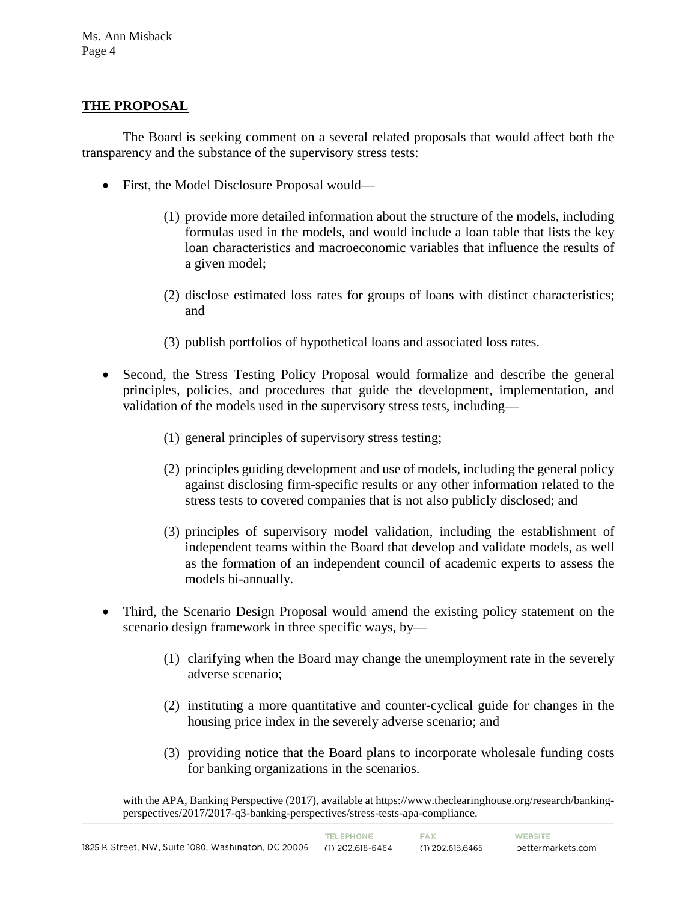## THE PROPOSAL

The Board is seeking comment on a several related proposals that would affect both the transparency and the substance of the supervisory stress tests:

- First, the Model Disclosure Proposal would—
    1. (1) provide more detailed information about the structure of the models, including formulas used in the models, and would include a loan table that lists the key loan characteristics and macroeconomic variables that influence the results of a given model;
    2. (2) disclose estimated loss rates for groups of loans with distinct characteristics; and
    3. (3) publish portfolios of hypothetical loans and associated loss rates.

- Second, the Stress Testing Policy Proposal would formalize and describe the general principles, policies, and procedures that guide the development, implementation, and validation of the models used in the supervisory stress tests, including—
    1. (1) general principles of supervisory stress testing;
    2. (2) principles guiding development and use of models, including the general policy against disclosing firm-specific results or any other information related to the stress tests to covered companies that is not also publicly disclosed; and
    3. (3) principles of supervisory model validation, including the establishment of independent teams within the Board that develop and validate models, as well as the formation of an independent council of academic experts to assess the models bi-annually.

- Third, the Scenario Design Proposal would amend the existing policy statement on the scenario design framework in three specific ways, by—
    1. (1) clarifying when the Board may change the unemployment rate in the severely adverse scenario;
    2. (2) instituting a more quantitative and counter-cyclical guide for changes in the housing price index in the severely adverse scenario; and
    3. (3) providing notice that the Board plans to incorporate wholesale funding costs for banking organizations in the scenarios.

---

with the APA, Banking Perspective (2017), available at https://www.theclearinghouse.org/research/banking-perspectives/2017/2017-q3-banking-perspectives/stress-tests-apa-compliance.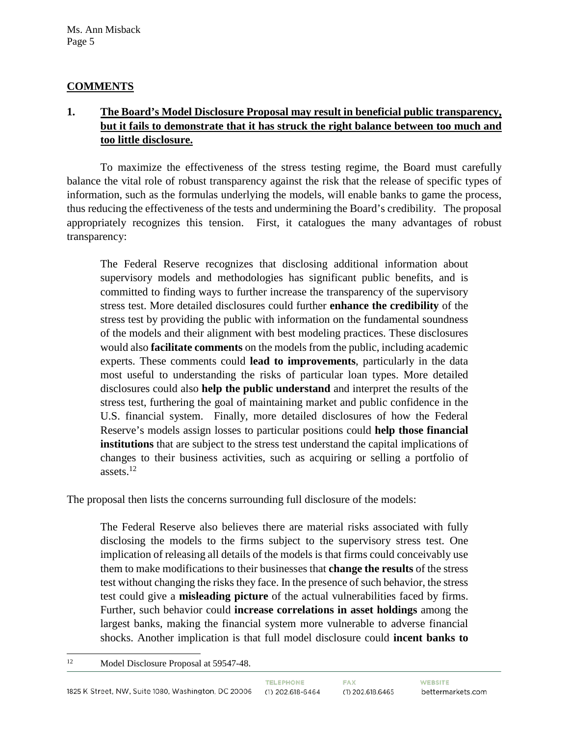## COMMENTS

### 1. The Board's Model Disclosure Proposal may result in beneficial public transparency, but it fails to demonstrate that it has struck the right balance between too much and too little disclosure.

To maximize the effectiveness of the stress testing regime, the Board must carefully balance the vital role of robust transparency against the risk that the release of specific types of information, such as the formulas underlying the models, will enable banks to game the process, thus reducing the effectiveness of the tests and undermining the Board's credibility. The proposal appropriately recognizes this tension. First, it catalogues the many advantages of robust transparency:

> The Federal Reserve recognizes that disclosing additional information about supervisory models and methodologies has significant public benefits, and is committed to finding ways to further increase the transparency of the supervisory stress test. More detailed disclosures could further **enhance the credibility** of the stress test by providing the public with information on the fundamental soundness of the models and their alignment with best modeling practices. These disclosures would also **facilitate comments** on the models from the public, including academic experts. These comments could **lead to improvements**, particularly in the data most useful to understanding the risks of particular loan types. More detailed disclosures could also **help the public understand** and interpret the results of the stress test, furthering the goal of maintaining market and public confidence in the U.S. financial system. Finally, more detailed disclosures of how the Federal Reserve's models assign losses to particular positions could **help those financial institutions** that are subject to the stress test understand the capital implications of changes to their business activities, such as acquiring or selling a portfolio of assets.[12]

The proposal then lists the concerns surrounding full disclosure of the models:

> The Federal Reserve also believes there are material risks associated with fully disclosing the models to the firms subject to the supervisory stress test. One implication of releasing all details of the models is that firms could conceivably use them to make modifications to their businesses that **change the results** of the stress test without changing the risks they face. In the presence of such behavior, the stress test could give a **misleading picture** of the actual vulnerabilities faced by firms. Further, such behavior could **increase correlations in asset holdings** among the largest banks, making the financial system more vulnerable to adverse financial shocks. Another implication is that full model disclosure could **incent banks to**

[12] Model Disclosure Proposal at 59547-48.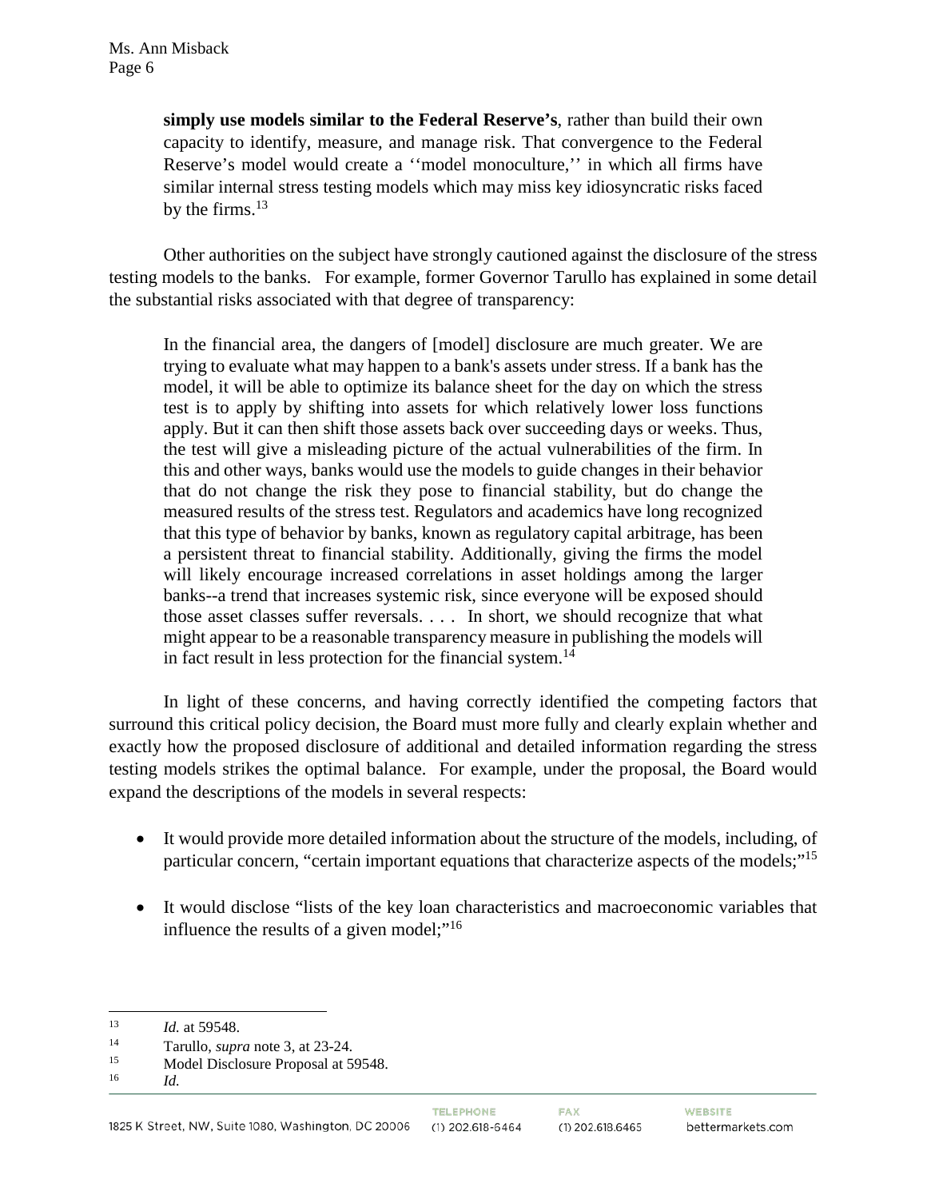> **simply use models similar to the Federal Reserve's**, rather than build their own capacity to identify, measure, and manage risk. That convergence to the Federal Reserve's model would create a ''model monoculture,'' in which all firms have similar internal stress testing models which may miss key idiosyncratic risks faced by the firms.[13]

Other authorities on the subject have strongly cautioned against the disclosure of the stress testing models to the banks. For example, former Governor Tarullo has explained in some detail the substantial risks associated with that degree of transparency:

> In the financial area, the dangers of [model] disclosure are much greater. We are trying to evaluate what may happen to a bank's assets under stress. If a bank has the model, it will be able to optimize its balance sheet for the day on which the stress test is to apply by shifting into assets for which relatively lower loss functions apply. But it can then shift those assets back over succeeding days or weeks. Thus, the test will give a misleading picture of the actual vulnerabilities of the firm. In this and other ways, banks would use the models to guide changes in their behavior that do not change the risk they pose to financial stability, but do change the measured results of the stress test. Regulators and academics have long recognized that this type of behavior by banks, known as regulatory capital arbitrage, has been a persistent threat to financial stability. Additionally, giving the firms the model will likely encourage increased correlations in asset holdings among the larger banks--a trend that increases systemic risk, since everyone will be exposed should those asset classes suffer reversals. . . . In short, we should recognize that what might appear to be a reasonable transparency measure in publishing the models will in fact result in less protection for the financial system.[14]

In light of these concerns, and having correctly identified the competing factors that surround this critical policy decision, the Board must more fully and clearly explain whether and exactly how the proposed disclosure of additional and detailed information regarding the stress testing models strikes the optimal balance. For example, under the proposal, the Board would expand the descriptions of the models in several respects:

- It would provide more detailed information about the structure of the models, including, of particular concern, "certain important equations that characterize aspects of the models;"[15]
- It would disclose "lists of the key loan characteristics and macroeconomic variables that influence the results of a given model;"[16]

---

[13] *Id.* at 59548.

[14] Tarullo, *supra* note 3, at 23-24.

[15] Model Disclosure Proposal at 59548.

[16] *Id.*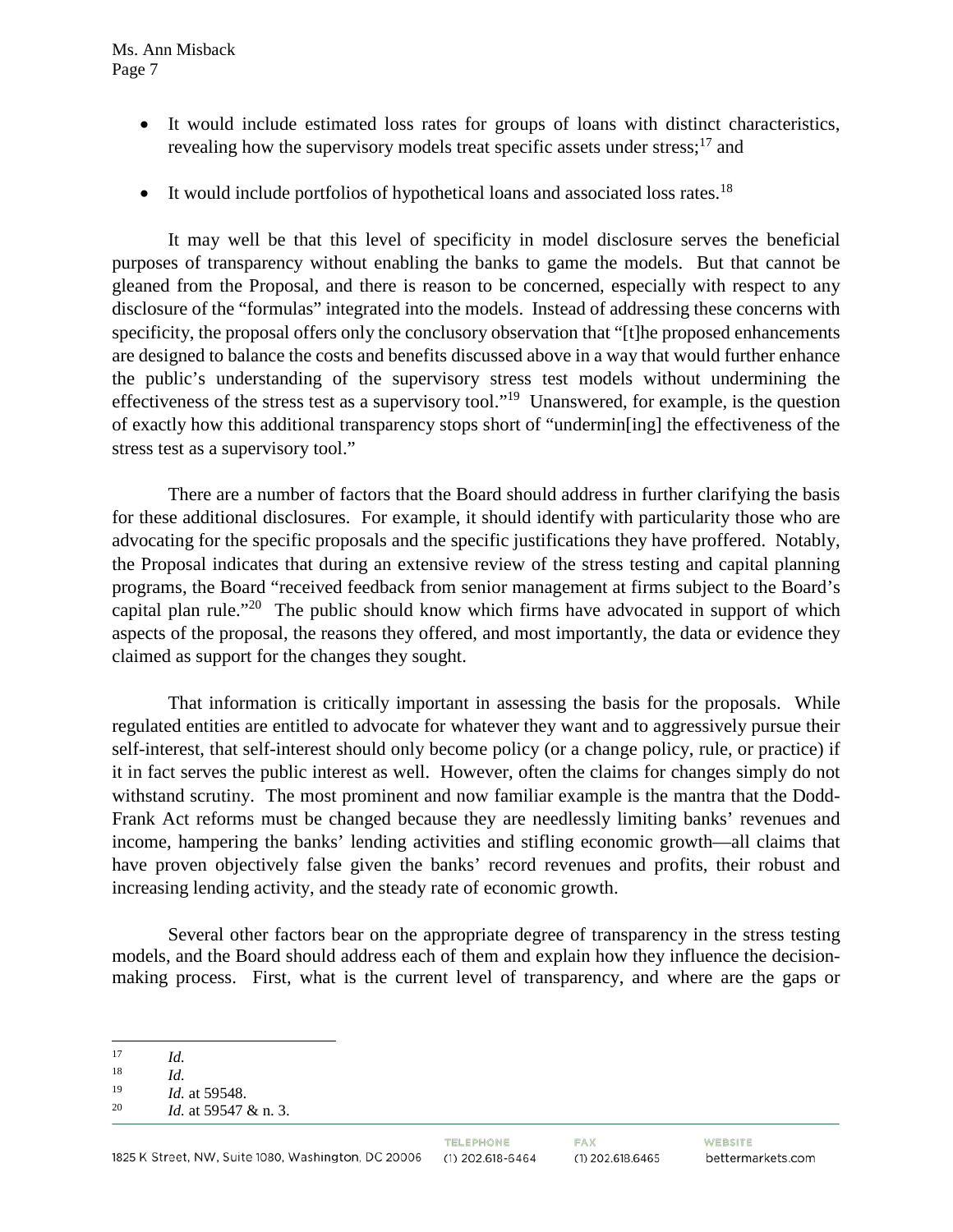- It would include estimated loss rates for groups of loans with distinct characteristics, revealing how the supervisory models treat specific assets under stress;[17] and

- It would include portfolios of hypothetical loans and associated loss rates.[18]

It may well be that this level of specificity in model disclosure serves the beneficial purposes of transparency without enabling the banks to game the models. But that cannot be gleaned from the Proposal, and there is reason to be concerned, especially with respect to any disclosure of the "formulas" integrated into the models. Instead of addressing these concerns with specificity, the proposal offers only the conclusory observation that "[t]he proposed enhancements are designed to balance the costs and benefits discussed above in a way that would further enhance the public's understanding of the supervisory stress test models without undermining the effectiveness of the stress test as a supervisory tool."[19] Unanswered, for example, is the question of exactly how this additional transparency stops short of "undermin[ing] the effectiveness of the stress test as a supervisory tool."

There are a number of factors that the Board should address in further clarifying the basis for these additional disclosures. For example, it should identify with particularity those who are advocating for the specific proposals and the specific justifications they have proffered. Notably, the Proposal indicates that during an extensive review of the stress testing and capital planning programs, the Board "received feedback from senior management at firms subject to the Board's capital plan rule."[20] The public should know which firms have advocated in support of which aspects of the proposal, the reasons they offered, and most importantly, the data or evidence they claimed as support for the changes they sought.

That information is critically important in assessing the basis for the proposals. While regulated entities are entitled to advocate for whatever they want and to aggressively pursue their self-interest, that self-interest should only become policy (or a change policy, rule, or practice) if it in fact serves the public interest as well. However, often the claims for changes simply do not withstand scrutiny. The most prominent and now familiar example is the mantra that the Dodd-Frank Act reforms must be changed because they are needlessly limiting banks' revenues and income, hampering the banks' lending activities and stifling economic growth—all claims that have proven objectively false given the banks' record revenues and profits, their robust and increasing lending activity, and the steady rate of economic growth.

Several other factors bear on the appropriate degree of transparency in the stress testing models, and the Board should address each of them and explain how they influence the decision-making process. First, what is the current level of transparency, and where are the gaps or

---

[17] *Id.*

[18] *Id.*

[19] *Id.* at 59548.

[20] *Id.* at 59547 & n. 3.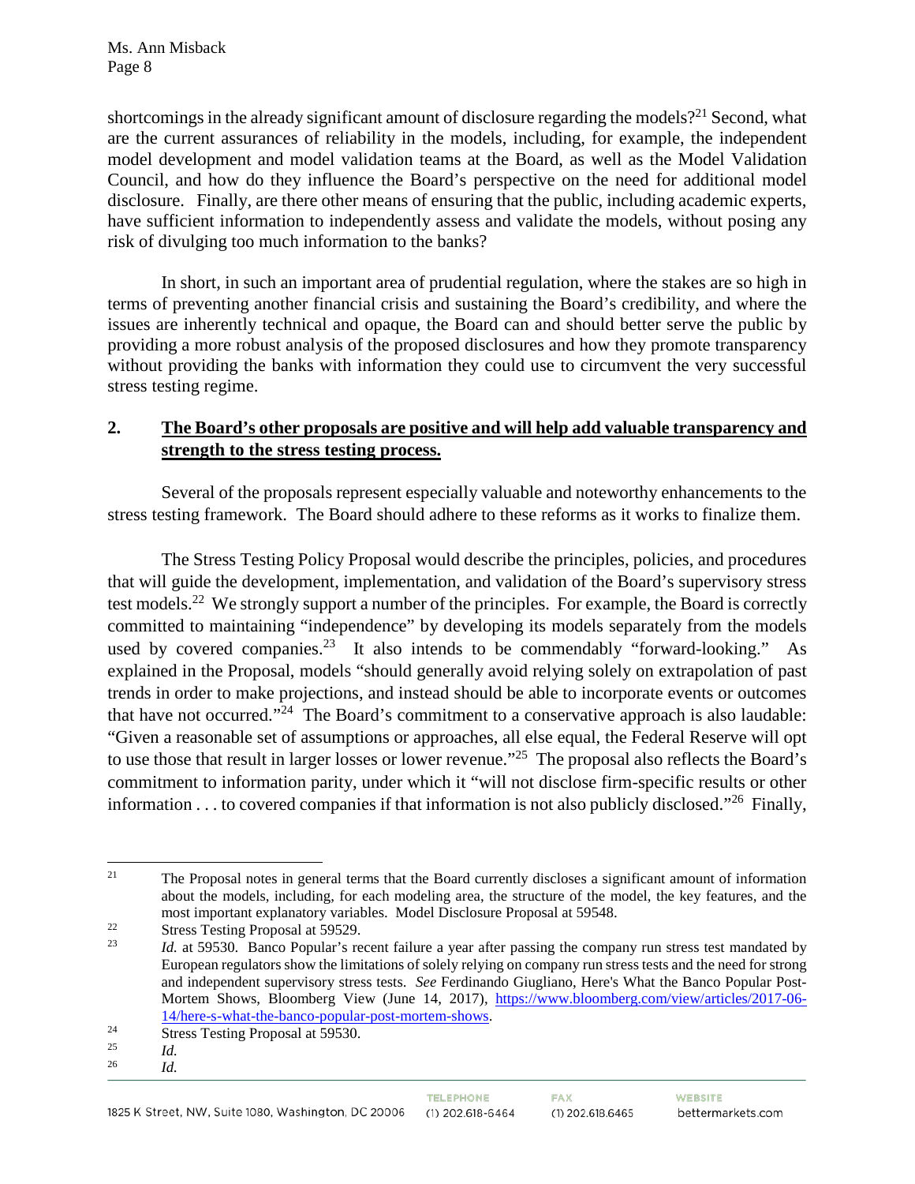shortcomings in the already significant amount of disclosure regarding the models?[21] Second, what are the current assurances of reliability in the models, including, for example, the independent model development and model validation teams at the Board, as well as the Model Validation Council, and how do they influence the Board's perspective on the need for additional model disclosure. Finally, are there other means of ensuring that the public, including academic experts, have sufficient information to independently assess and validate the models, without posing any risk of divulging too much information to the banks?

In short, in such an important area of prudential regulation, where the stakes are so high in terms of preventing another financial crisis and sustaining the Board's credibility, and where the issues are inherently technical and opaque, the Board can and should better serve the public by providing a more robust analysis of the proposed disclosures and how they promote transparency without providing the banks with information they could use to circumvent the very successful stress testing regime.

## 2. **The Board's other proposals are positive and will help add valuable transparency and strength to the stress testing process.**

Several of the proposals represent especially valuable and noteworthy enhancements to the stress testing framework. The Board should adhere to these reforms as it works to finalize them.

The Stress Testing Policy Proposal would describe the principles, policies, and procedures that will guide the development, implementation, and validation of the Board's supervisory stress test models.[22] We strongly support a number of the principles. For example, the Board is correctly committed to maintaining "independence" by developing its models separately from the models used by covered companies.[23] It also intends to be commendably "forward-looking." As explained in the Proposal, models "should generally avoid relying solely on extrapolation of past trends in order to make projections, and instead should be able to incorporate events or outcomes that have not occurred."[24] The Board's commitment to a conservative approach is also laudable: "Given a reasonable set of assumptions or approaches, all else equal, the Federal Reserve will opt to use those that result in larger losses or lower revenue."[25] The proposal also reflects the Board's commitment to information parity, under which it "will not disclose firm-specific results or other information . . . to covered companies if that information is not also publicly disclosed."[26] Finally,

---

[21] The Proposal notes in general terms that the Board currently discloses a significant amount of information about the models, including, for each modeling area, the structure of the model, the key features, and the most important explanatory variables. Model Disclosure Proposal at 59548.

[22] Stress Testing Proposal at 59529.

[23] *Id.* at 59530. Banco Popular's recent failure a year after passing the company run stress test mandated by European regulators show the limitations of solely relying on company run stress tests and the need for strong and independent supervisory stress tests. *See* Ferdinando Giugliano, Here's What the Banco Popular Post-Mortem Shows, Bloomberg View (June 14, 2017), https://www.bloomberg.com/view/articles/2017-06-14/here-s-what-the-banco-popular-post-mortem-shows.

[24] Stress Testing Proposal at 59530.

[25] *Id.*

[26] *Id.*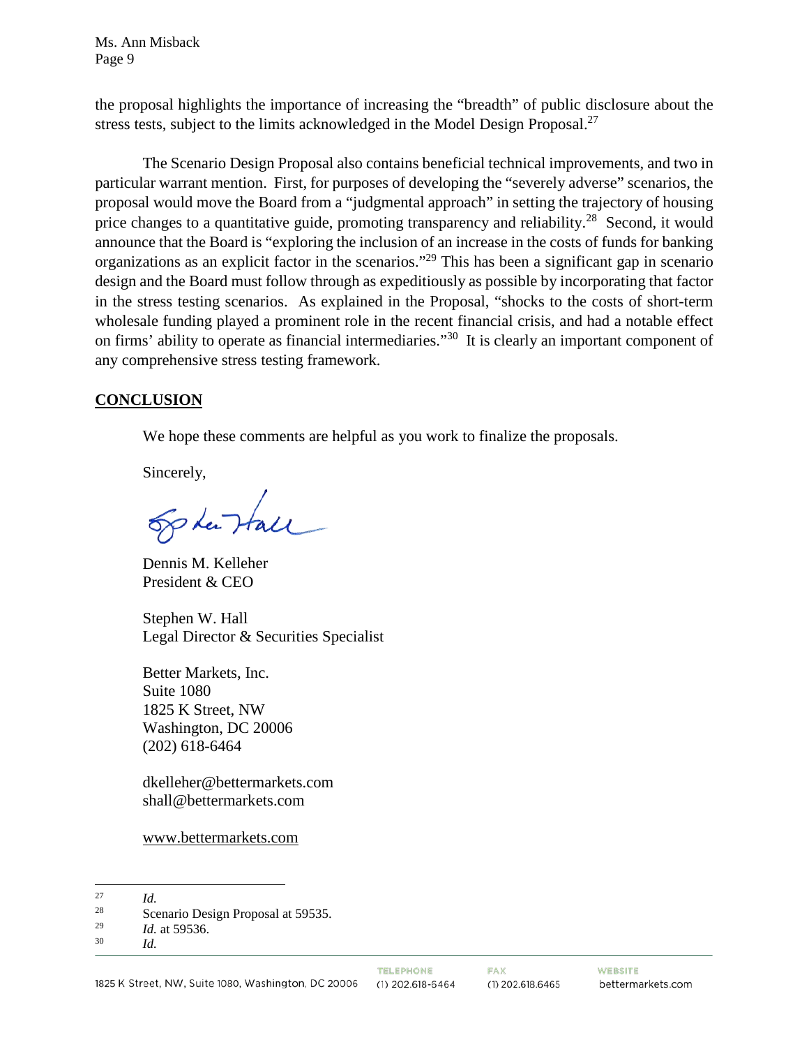the proposal highlights the importance of increasing the "breadth" of public disclosure about the stress tests, subject to the limits acknowledged in the Model Design Proposal.[27]

The Scenario Design Proposal also contains beneficial technical improvements, and two in particular warrant mention. First, for purposes of developing the "severely adverse" scenarios, the proposal would move the Board from a "judgmental approach" in setting the trajectory of housing price changes to a quantitative guide, promoting transparency and reliability.[28] Second, it would announce that the Board is "exploring the inclusion of an increase in the costs of funds for banking organizations as an explicit factor in the scenarios."[29] This has been a significant gap in scenario design and the Board must follow through as expeditiously as possible by incorporating that factor in the stress testing scenarios. As explained in the Proposal, "shocks to the costs of short-term wholesale funding played a prominent role in the recent financial crisis, and had a notable effect on firms' ability to operate as financial intermediaries."[30] It is clearly an important component of any comprehensive stress testing framework.

## CONCLUSION

We hope these comments are helpful as you work to finalize the proposals.

Sincerely,

Dennis M. Kelleher
President & CEO

Stephen W. Hall
Legal Director & Securities Specialist

Better Markets, Inc.
Suite 1080
1825 K Street, NW
Washington, DC 20006
(202) 618-6464

dkelleher@bettermarkets.com
shall@bettermarkets.com

www.bettermarkets.com

---

[27] *Id.*

[28] Scenario Design Proposal at 59535.

[29] *Id.* at 59536.

[30] *Id.*